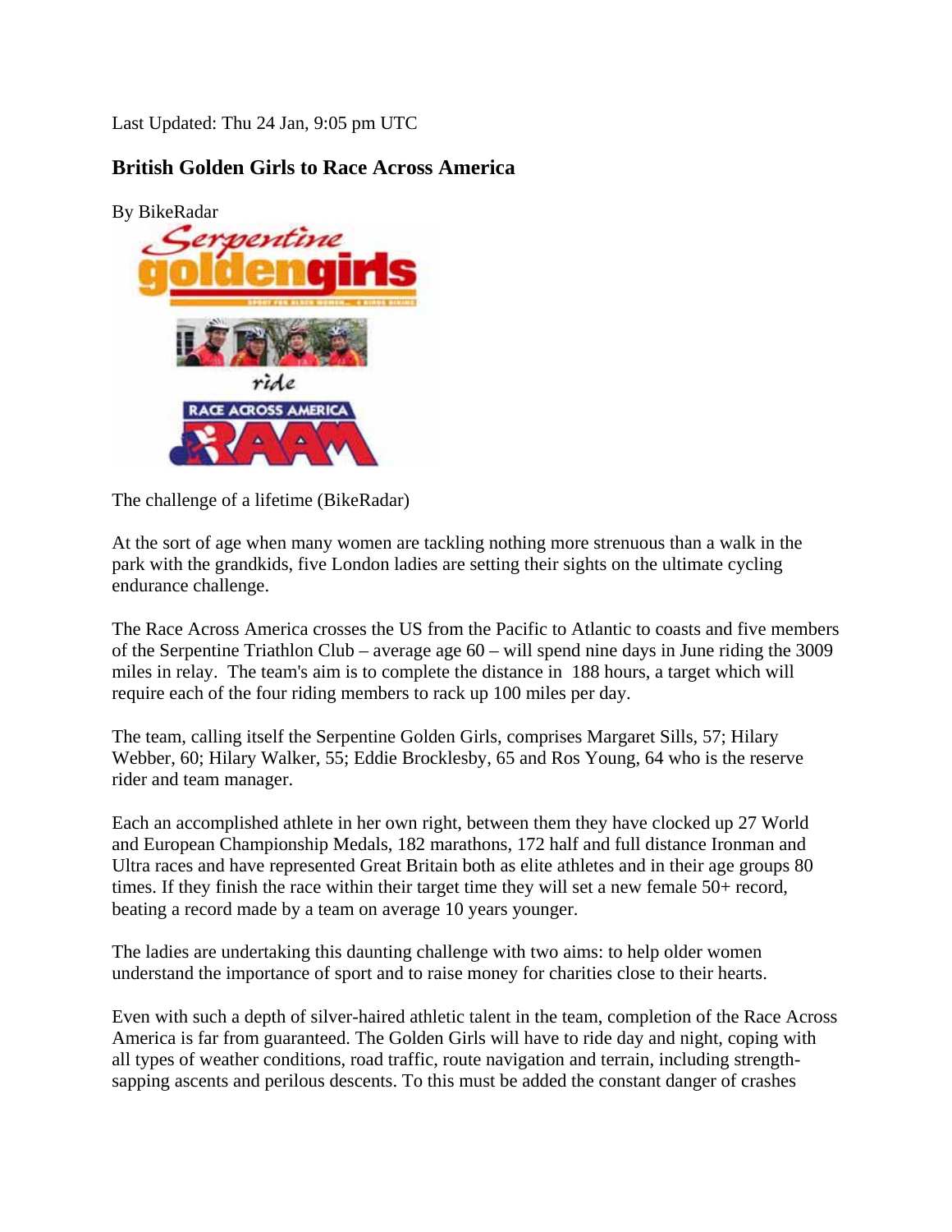Last Updated: Thu 24 Jan, 9:05 pm UTC

### British Golden Girls to Race Across America

By BikeRadar

The challenge of a lifetime (BikeRadar)

At the sort of age when many women are tackling nothing more strenuous than a walk in the park with the grandkids, five London ladies are setting their sights on the ultimate cycling endurance challenge.

The Race Across America crosses the US from the Pacific to Atlantic to coasts and five members of the Serpentine Triathlon Club – average age 60 – will spend nine days in June riding the 3009 miles in relay. The team's aim is to complete the distance in 188 hours, a target which will require each of the four riding members to rack up 100 miles per day.

The team, calling itself the Serpentine Golden Girls, comprises Margaret Sills, 57; Hilary Webber, 60; Hilary Walker, 55; Eddie Brocklesby, 65 and Ros Young, 64 who is the reserve rider and team manager.

Each an accomplished athlete in her own right, between them they have clocked up 27 World and European Championship Medals, 182 marathons, 172 half and full distance Ironman and Ultra races and have represented Great Britain both as elite athletes and in their age groups 80 times. If they finish the race within their target time they will set a new female 50+ record, beating a record made by a team on average 10 years younger.

The ladies are undertaking this daunting challenge with two aims: to help older women understand the importance of sport and to raise money for charities close to their hearts.

Even with such a depth of silver-haired athletic talent in the team, completion of the Race Across America is far from guaranteed. The Golden Girls will have to ride day and night, coping with all types of weather conditions, road traffic, route navigation and terrain, including strength-sapping ascents and perilous descents. To this must be added the constant danger of crashes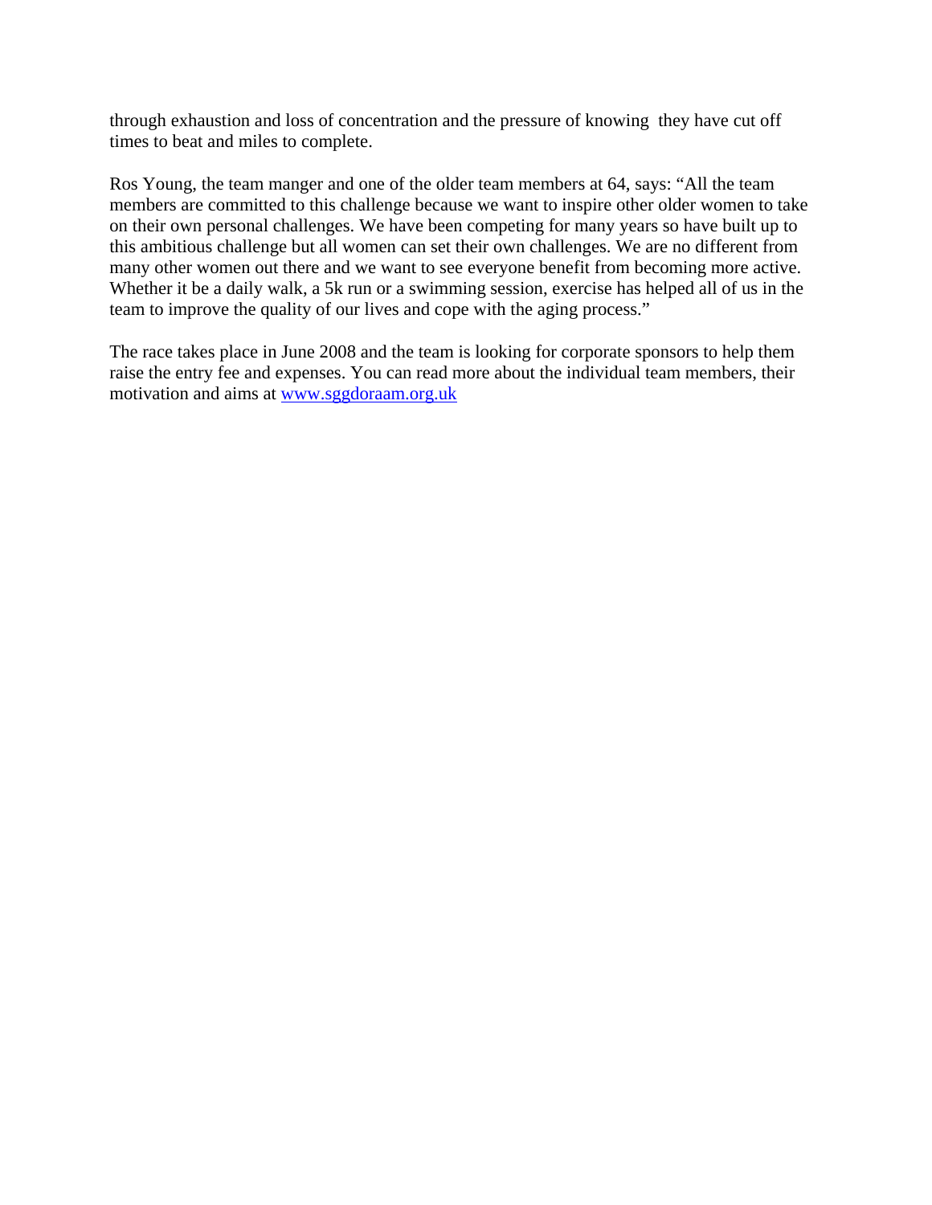through exhaustion and loss of concentration and the pressure of knowing they have cut off times to beat and miles to complete.

Ros Young, the team manger and one of the older team members at 64, says: "All the team members are committed to this challenge because we want to inspire other older women to take on their own personal challenges. We have been competing for many years so have built up to this ambitious challenge but all women can set their own challenges. We are no different from many other women out there and we want to see everyone benefit from becoming more active. Whether it be a daily walk, a 5k run or a swimming session, exercise has helped all of us in the team to improve the quality of our lives and cope with the aging process."

The race takes place in June 2008 and the team is looking for corporate sponsors to help them raise the entry fee and expenses. You can read more about the individual team members, their motivation and aims at [www.sggdoraam.org.uk](http://www.sggdoraam.org.uk)